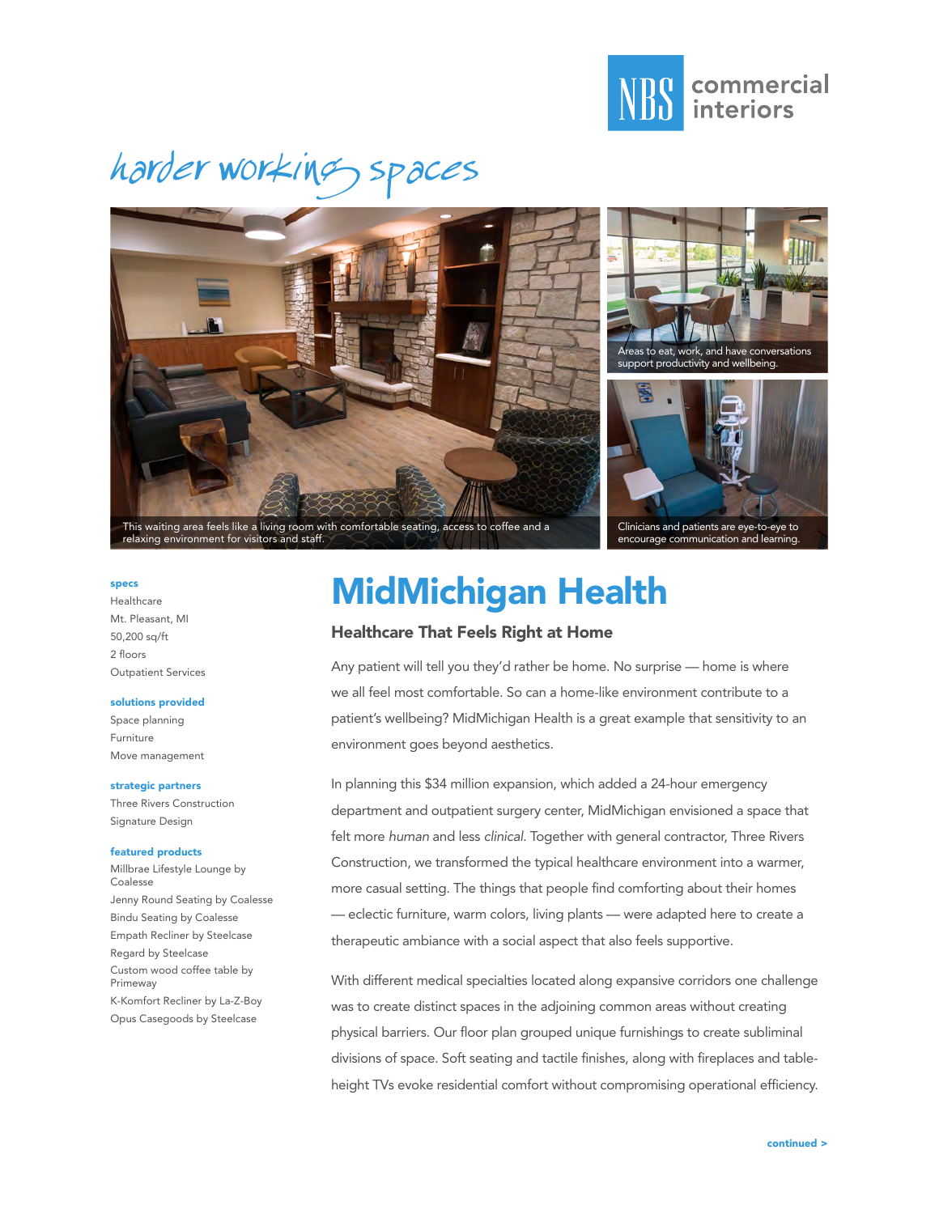harder working spaces

This waiting area feels like a living room with comfortable seating, access to coffee and a relaxing environment for visitors and staff.

Areas to eat, work, and have conversations support productivity and wellbeing.

Clinicians and patients are eye-to-eye to encourage communication and learning.

**specs**

Healthcare
Mt. Pleasant, MI
50,200 sq/ft
2 floors
Outpatient Services

**solutions provided**

Space planning
Furniture
Move management

**strategic partners**

Three Rivers Construction
Signature Design

**featured products**

Millbrae Lifestyle Lounge by Coalesse
Jenny Round Seating by Coalesse
Bindu Seating by Coalesse
Empath Recliner by Steelcase
Regard by Steelcase
Custom wood coffee table by Primeway
K-Komfort Recliner by La-Z-Boy
Opus Casegoods by Steelcase

# MidMichigan Health

## Healthcare That Feels Right at Home

Any patient will tell you they'd rather be home. No surprise — home is where we all feel most comfortable. So can a home-like environment contribute to a patient's wellbeing? MidMichigan Health is a great example that sensitivity to an environment goes beyond aesthetics.

In planning this $34 million expansion, which added a 24-hour emergency department and outpatient surgery center, MidMichigan envisioned a space that felt more *human* and less *clinical*. Together with general contractor, Three Rivers Construction, we transformed the typical healthcare environment into a warmer, more casual setting. The things that people find comforting about their homes — eclectic furniture, warm colors, living plants — were adapted here to create a therapeutic ambiance with a social aspect that also feels supportive.

With different medical specialties located along expansive corridors one challenge was to create distinct spaces in the adjoining common areas without creating physical barriers. Our floor plan grouped unique furnishings to create subliminal divisions of space. Soft seating and tactile finishes, along with fireplaces and table-height TVs evoke residential comfort without compromising operational efficiency.

continued >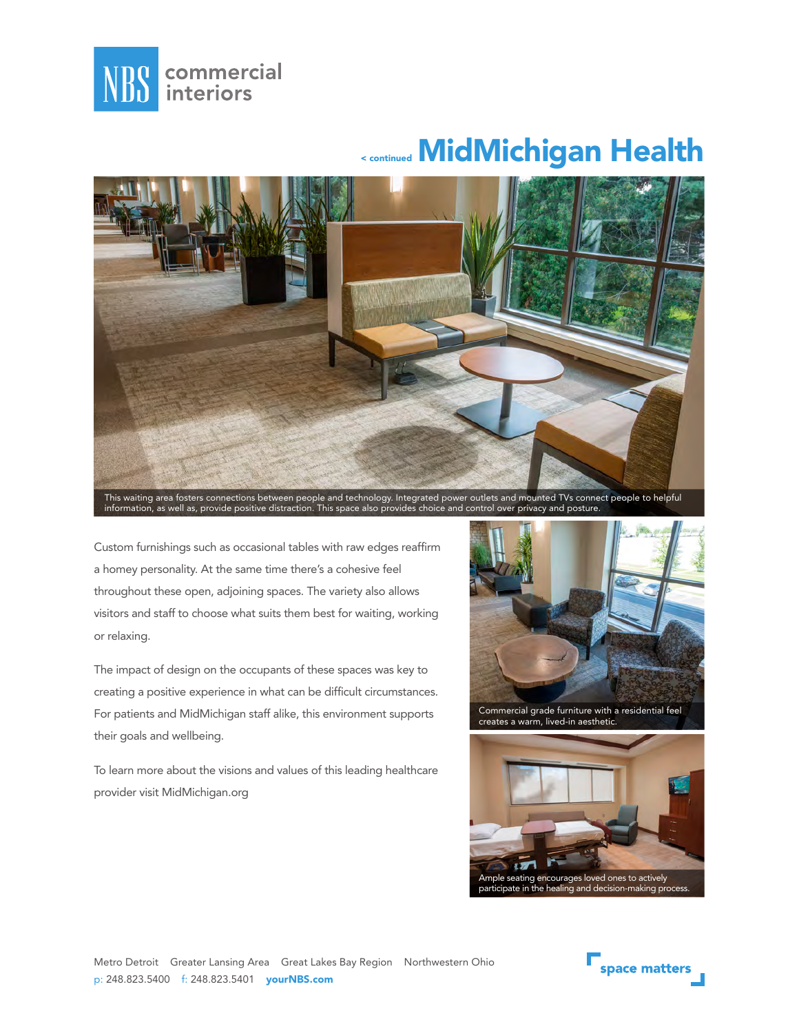NBS commercial interiors

# < continued MidMichigan Health

This waiting area fosters connections between people and technology. Integrated power outlets and mounted TVs connect people to helpful information, as well as, provide positive distraction. This space also provides choice and control over privacy and posture.

Custom furnishings such as occasional tables with raw edges reaffirm a homey personality. At the same time there's a cohesive feel throughout these open, adjoining spaces. The variety also allows visitors and staff to choose what suits them best for waiting, working or relaxing.

The impact of design on the occupants of these spaces was key to creating a positive experience in what can be difficult circumstances. For patients and MidMichigan staff alike, this environment supports their goals and wellbeing.

To learn more about the visions and values of this leading healthcare provider visit MidMichigan.org

Commercial grade furniture with a residential feel creates a warm, lived-in aesthetic.

Ample seating encourages loved ones to actively participate in the healing and decision-making process.

Metro Detroit   Greater Lansing Area   Great Lakes Bay Region   Northwestern Ohio
p: 248.823.5400   f: 248.823.5401   **yourNBS.com**

**space matters**